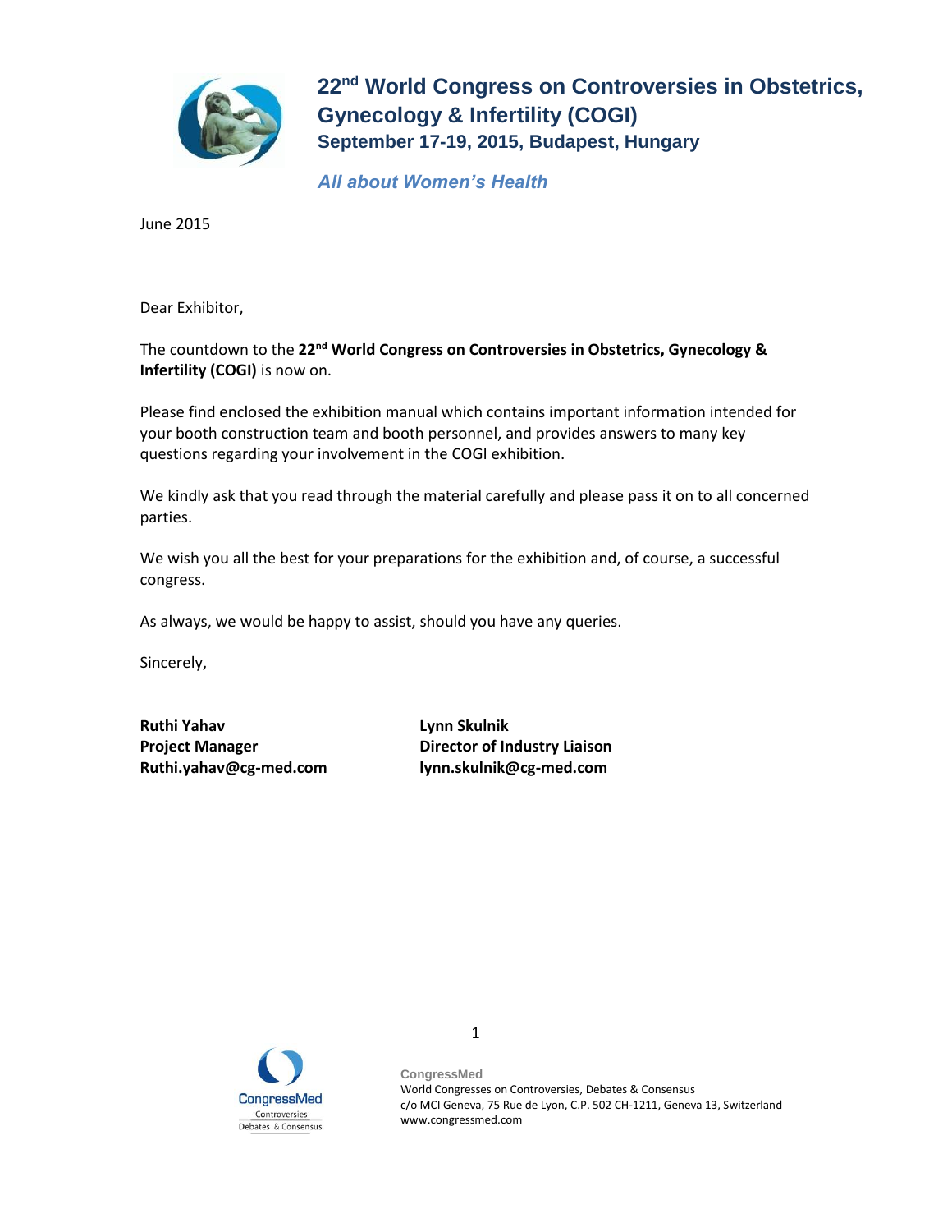# 22nd World Congress on Controversies in Obstetrics, Gynecology & Infertility (COGI)

## September 17-19, 2015, Budapest, Hungary

***All about Women's Health***

June 2015

Dear Exhibitor,

The countdown to the **22nd World Congress on Controversies in Obstetrics, Gynecology & Infertility (COGI)** is now on.

Please find enclosed the exhibition manual which contains important information intended for your booth construction team and booth personnel, and provides answers to many key questions regarding your involvement in the COGI exhibition.

We kindly ask that you read through the material carefully and please pass it on to all concerned parties.

We wish you all the best for your preparations for the exhibition and, of course, a successful congress.

As always, we would be happy to assist, should you have any queries.

Sincerely,

**Ruthi Yahav**
**Project Manager**
**Ruthi.yahav@cg-med.com**

**Lynn Skulnik**
**Director of Industry Liaison**
**lynn.skulnik@cg-med.com**

**CongressMed**
World Congresses on Controversies, Debates & Consensus
c/o MCI Geneva, 75 Rue de Lyon, C.P. 502 CH-1211, Geneva 13, Switzerland
www.congressmed.com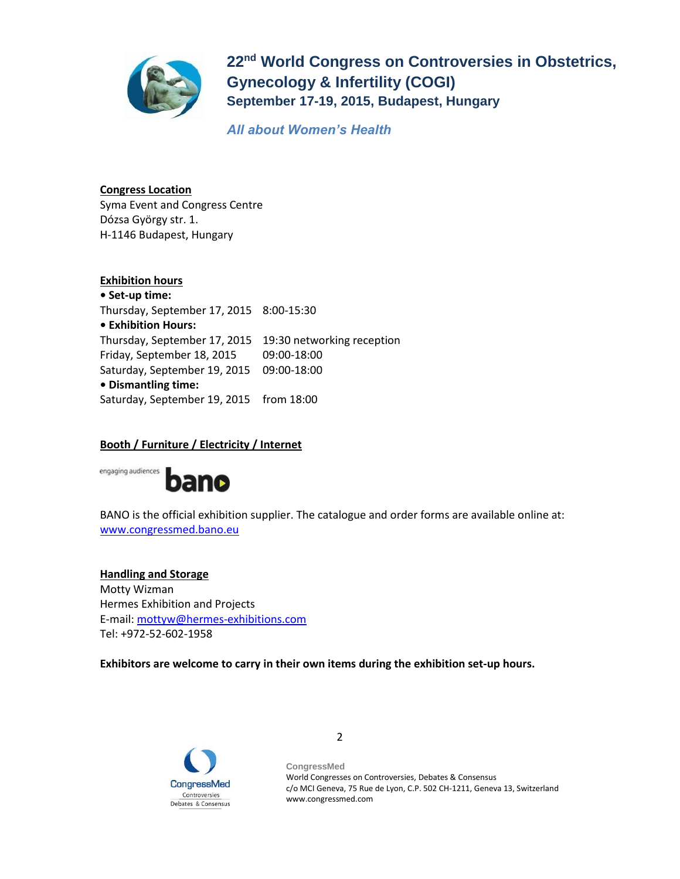# 22nd World Congress on Controversies in Obstetrics, Gynecology & Infertility (COGI)

**September 17-19, 2015, Budapest, Hungary**

***All about Women's Health***

## Congress Location

Syma Event and Congress Centre
Dózsa György str. 1.
H-1146 Budapest, Hungary

## Exhibition hours

- **Set-up time:**

Thursday, September 17, 2015 8:00-15:30

- **Exhibition Hours:**

Thursday, September 17, 2015 19:30 networking reception
Friday, September 18, 2015 09:00-18:00
Saturday, September 19, 2015 09:00-18:00

- **Dismantling time:**

Saturday, September 19, 2015 from 18:00

## Booth / Furniture / Electricity / Internet

engaging audiences bano

BANO is the official exhibition supplier. The catalogue and order forms are available online at: www.congressmed.bano.eu

## Handling and Storage

Motty Wizman
Hermes Exhibition and Projects
E-mail: mottyw@hermes-exhibitions.com
Tel: +972-52-602-1958

**Exhibitors are welcome to carry in their own items during the exhibition set-up hours.**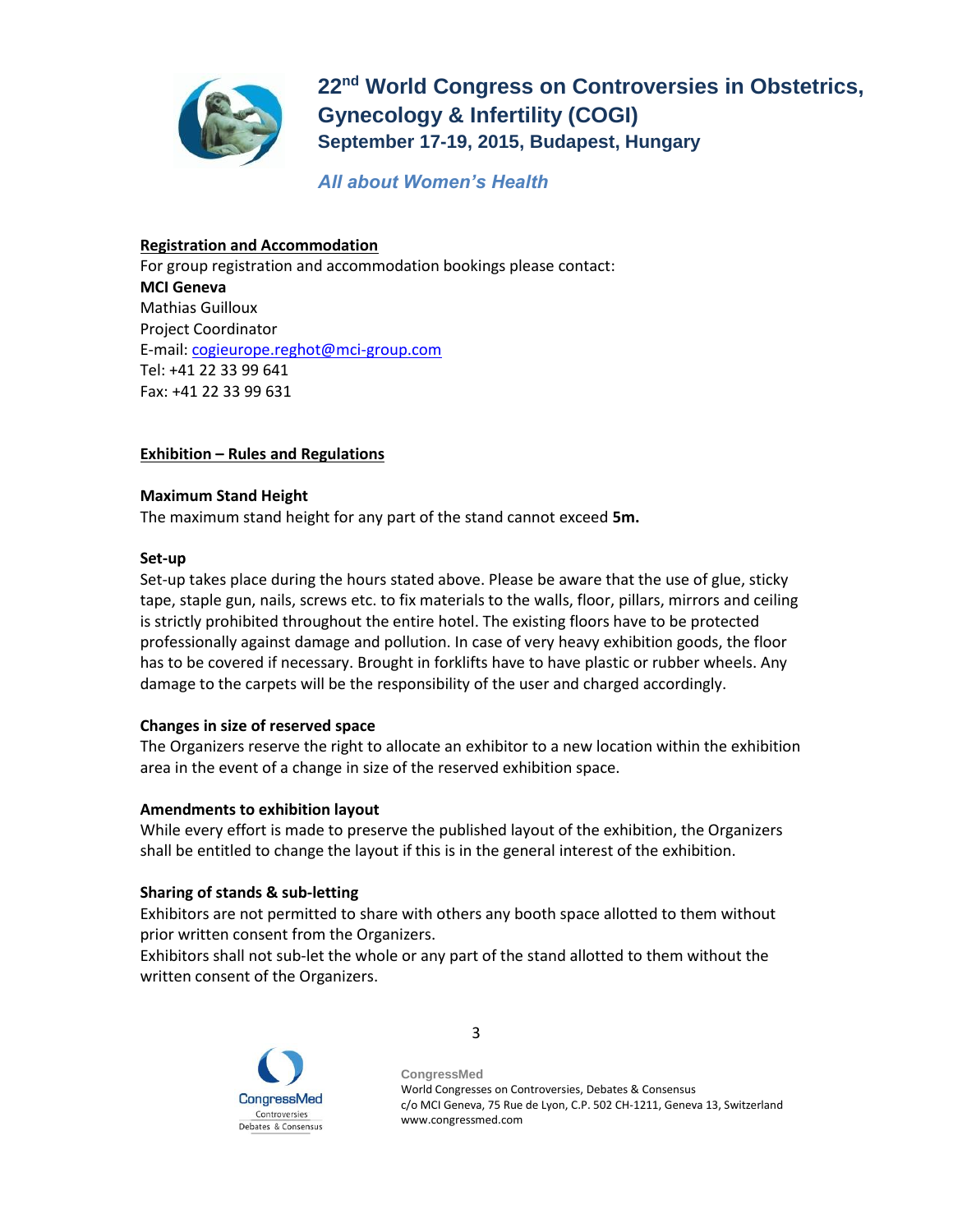## Registration and Accommodation

For group registration and accommodation bookings please contact:

**MCI Geneva**
Mathias Guilloux
Project Coordinator
E-mail: cogieurope.reghot@mci-group.com
Tel: +41 22 33 99 641
Fax: +41 22 33 99 631

## Exhibition – Rules and Regulations

### Maximum Stand Height

The maximum stand height for any part of the stand cannot exceed **5m.**

### Set-up

Set-up takes place during the hours stated above. Please be aware that the use of glue, sticky tape, staple gun, nails, screws etc. to fix materials to the walls, floor, pillars, mirrors and ceiling is strictly prohibited throughout the entire hotel. The existing floors have to be protected professionally against damage and pollution. In case of very heavy exhibition goods, the floor has to be covered if necessary. Brought in forklifts have to have plastic or rubber wheels. Any damage to the carpets will be the responsibility of the user and charged accordingly.

### Changes in size of reserved space

The Organizers reserve the right to allocate an exhibitor to a new location within the exhibition area in the event of a change in size of the reserved exhibition space.

### Amendments to exhibition layout

While every effort is made to preserve the published layout of the exhibition, the Organizers shall be entitled to change the layout if this is in the general interest of the exhibition.

### Sharing of stands & sub-letting

Exhibitors are not permitted to share with others any booth space allotted to them without prior written consent from the Organizers.
Exhibitors shall not sub-let the whole or any part of the stand allotted to them without the written consent of the Organizers.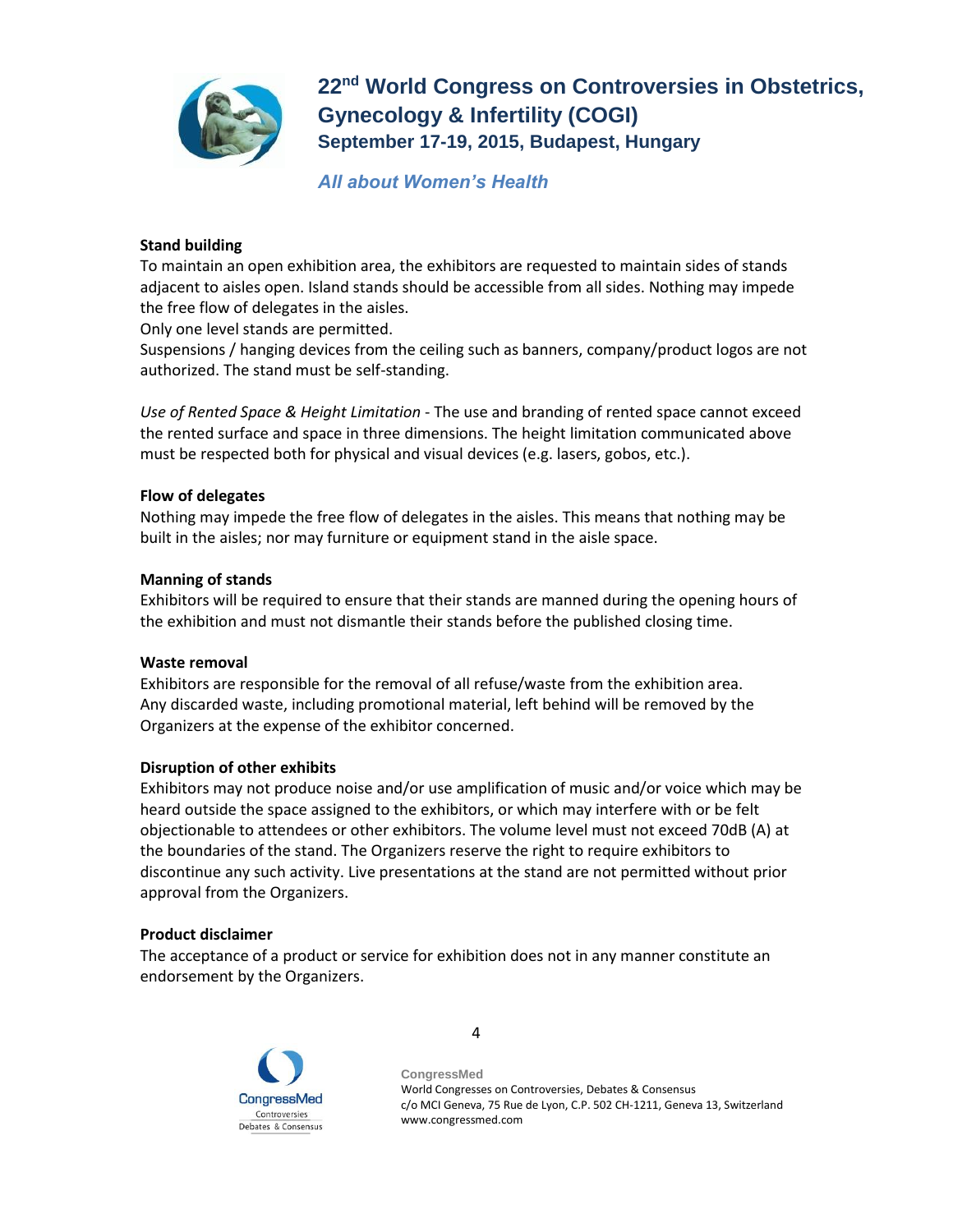### Stand building

To maintain an open exhibition area, the exhibitors are requested to maintain sides of stands adjacent to aisles open. Island stands should be accessible from all sides. Nothing may impede the free flow of delegates in the aisles.

Only one level stands are permitted.

Suspensions / hanging devices from the ceiling such as banners, company/product logos are not authorized. The stand must be self-standing.

*Use of Rented Space & Height Limitation* - The use and branding of rented space cannot exceed the rented surface and space in three dimensions. The height limitation communicated above must be respected both for physical and visual devices (e.g. lasers, gobos, etc.).

### Flow of delegates

Nothing may impede the free flow of delegates in the aisles. This means that nothing may be built in the aisles; nor may furniture or equipment stand in the aisle space.

### Manning of stands

Exhibitors will be required to ensure that their stands are manned during the opening hours of the exhibition and must not dismantle their stands before the published closing time.

### Waste removal

Exhibitors are responsible for the removal of all refuse/waste from the exhibition area. Any discarded waste, including promotional material, left behind will be removed by the Organizers at the expense of the exhibitor concerned.

### Disruption of other exhibits

Exhibitors may not produce noise and/or use amplification of music and/or voice which may be heard outside the space assigned to the exhibitors, or which may interfere with or be felt objectionable to attendees or other exhibitors. The volume level must not exceed 70dB (A) at the boundaries of the stand. The Organizers reserve the right to require exhibitors to discontinue any such activity. Live presentations at the stand are not permitted without prior approval from the Organizers.

### Product disclaimer

The acceptance of a product or service for exhibition does not in any manner constitute an endorsement by the Organizers.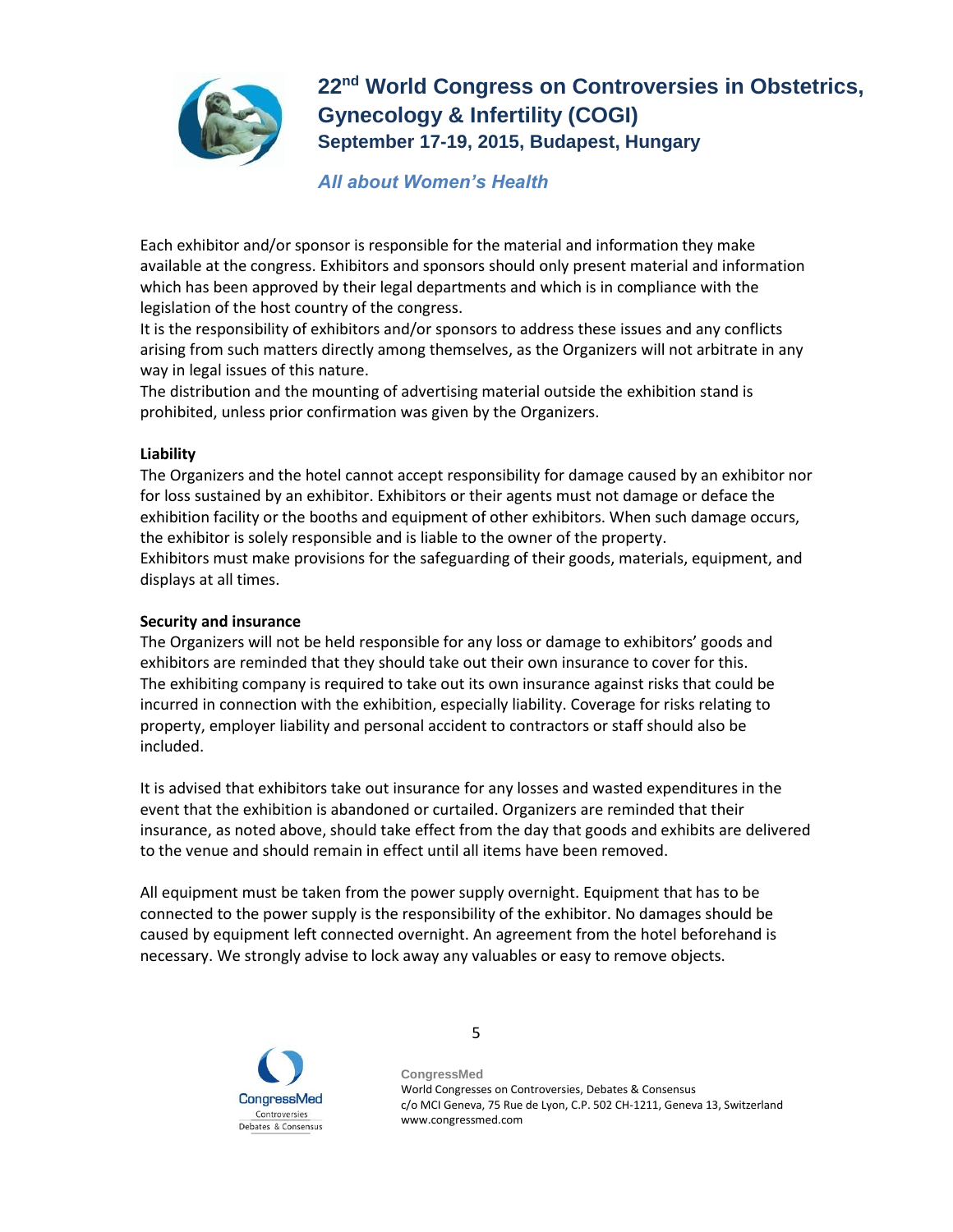Each exhibitor and/or sponsor is responsible for the material and information they make available at the congress. Exhibitors and sponsors should only present material and information which has been approved by their legal departments and which is in compliance with the legislation of the host country of the congress.
It is the responsibility of exhibitors and/or sponsors to address these issues and any conflicts arising from such matters directly among themselves, as the Organizers will not arbitrate in any way in legal issues of this nature.
The distribution and the mounting of advertising material outside the exhibition stand is prohibited, unless prior confirmation was given by the Organizers.

**Liability**

The Organizers and the hotel cannot accept responsibility for damage caused by an exhibitor nor for loss sustained by an exhibitor. Exhibitors or their agents must not damage or deface the exhibition facility or the booths and equipment of other exhibitors. When such damage occurs, the exhibitor is solely responsible and is liable to the owner of the property.
Exhibitors must make provisions for the safeguarding of their goods, materials, equipment, and displays at all times.

**Security and insurance**

The Organizers will not be held responsible for any loss or damage to exhibitors' goods and exhibitors are reminded that they should take out their own insurance to cover for this.
The exhibiting company is required to take out its own insurance against risks that could be incurred in connection with the exhibition, especially liability. Coverage for risks relating to property, employer liability and personal accident to contractors or staff should also be included.

It is advised that exhibitors take out insurance for any losses and wasted expenditures in the event that the exhibition is abandoned or curtailed. Organizers are reminded that their insurance, as noted above, should take effect from the day that goods and exhibits are delivered to the venue and should remain in effect until all items have been removed.

All equipment must be taken from the power supply overnight. Equipment that has to be connected to the power supply is the responsibility of the exhibitor. No damages should be caused by equipment left connected overnight. An agreement from the hotel beforehand is necessary. We strongly advise to lock away any valuables or easy to remove objects.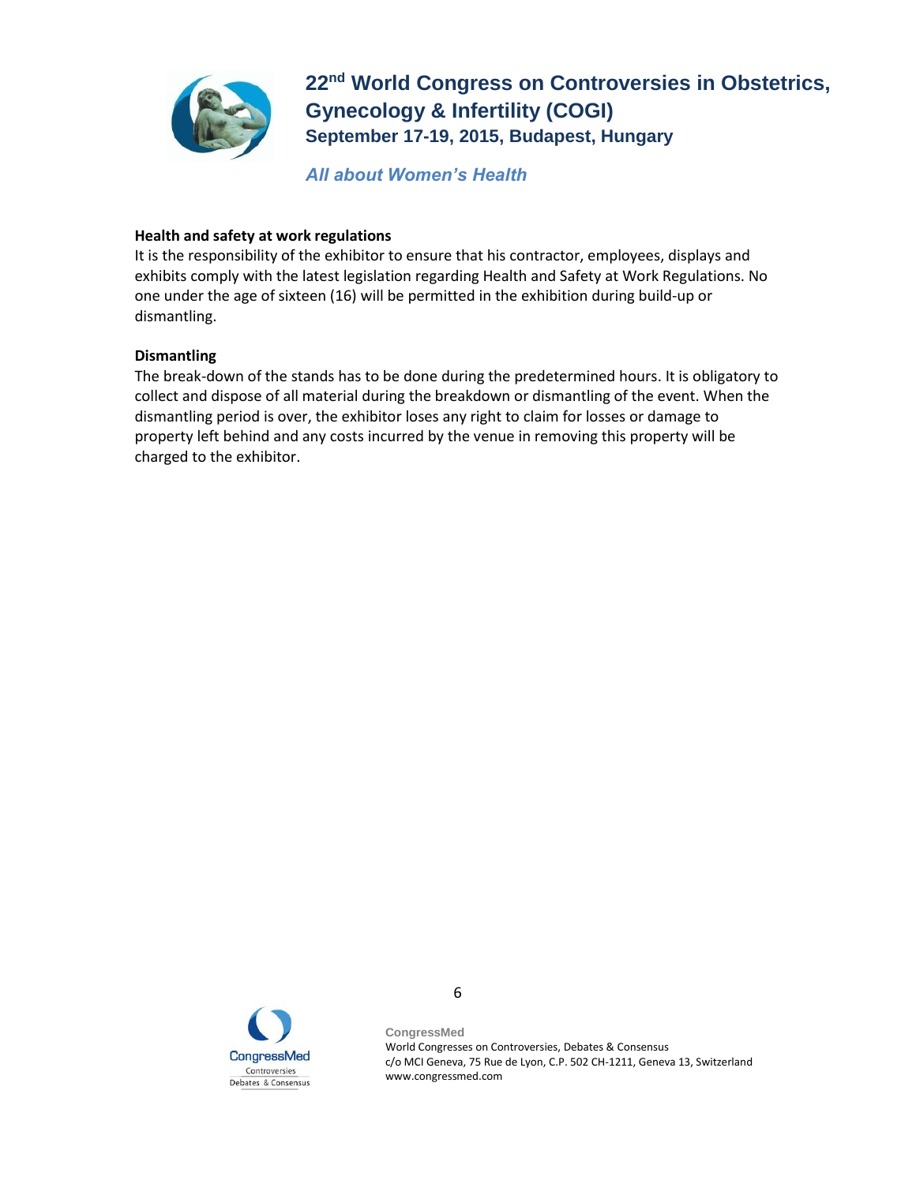**Health and safety at work regulations**

It is the responsibility of the exhibitor to ensure that his contractor, employees, displays and exhibits comply with the latest legislation regarding Health and Safety at Work Regulations. No one under the age of sixteen (16) will be permitted in the exhibition during build-up or dismantling.

**Dismantling**

The break-down of the stands has to be done during the predetermined hours. It is obligatory to collect and dispose of all material during the breakdown or dismantling of the event. When the dismantling period is over, the exhibitor loses any right to claim for losses or damage to property left behind and any costs incurred by the venue in removing this property will be charged to the exhibitor.